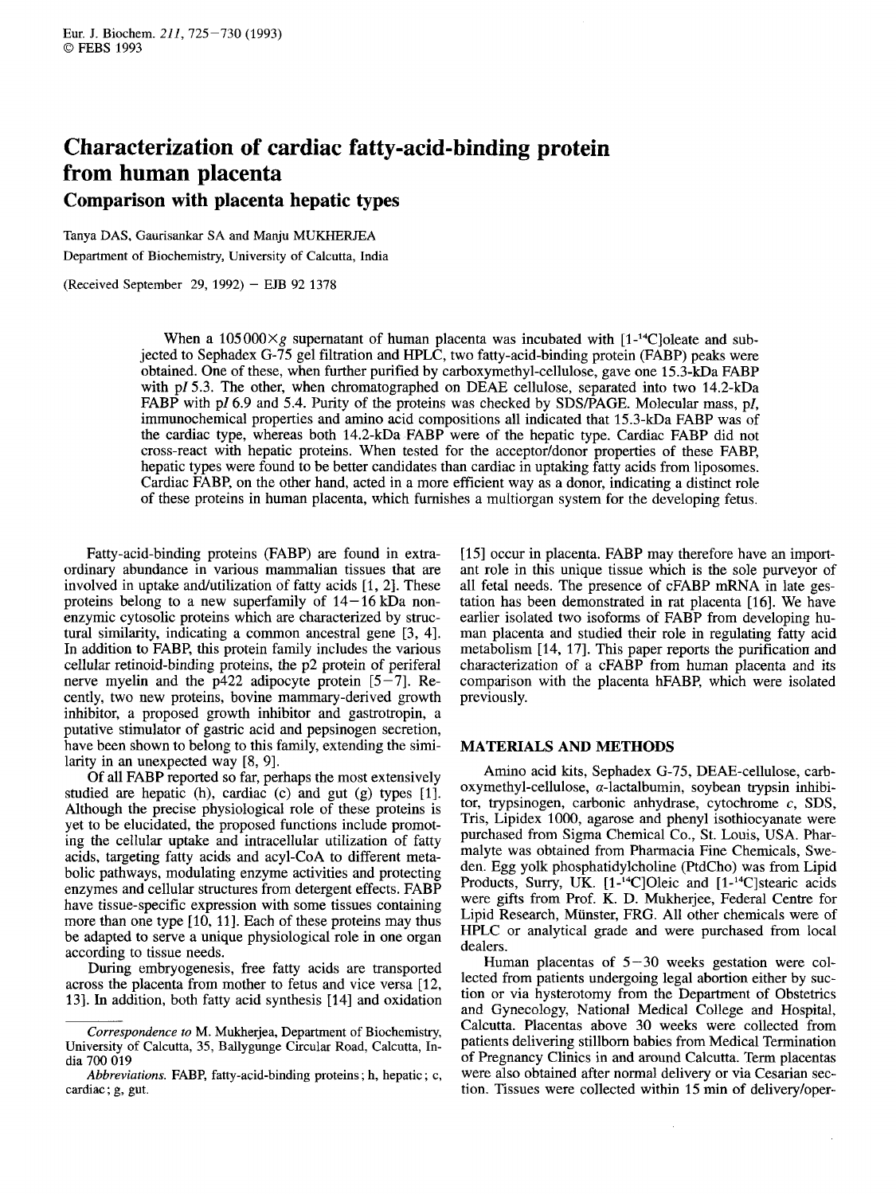# Characterization of cardiac fatty-acid-binding protein from human placenta

## Comparison with placenta hepatic types

Tanya DAS, Gaurisankar SA and Manju MUKHERJEA

Department of Biochemistry, University of Calcutta, India

(Received September 29, 1992) – EJB 92 1378

When a $105000 \times g$ supernatant of human placenta was incubated with [1-$^{14}$C]oleate and subjected to Sephadex G-75 gel filtration and HPLC, two fatty-acid-binding protein (FABP) peaks were obtained. One of these, when further purified by carboxymethyl-cellulose, gave one 15.3-kDa FABP with p*I* 5.3. The other, when chromatographed on DEAE cellulose, separated into two 14.2-kDa FABP with p*I* 6.9 and 5.4. Purity of the proteins was checked by SDS/PAGE. Molecular mass, p*I*, immunochemical properties and amino acid compositions all indicated that 15.3-kDa FABP was of the cardiac type, whereas both 14.2-kDa FABP were of the hepatic type. Cardiac FABP did not cross-react with hepatic proteins. When tested for the acceptor/donor properties of these FABP, hepatic types were found to be better candidates than cardiac in uptaking fatty acids from liposomes. Cardiac FABP, on the other hand, acted in a more efficient way as a donor, indicating a distinct role of these proteins in human placenta, which furnishes a multiorgan system for the developing fetus.

Fatty-acid-binding proteins (FABP) are found in extraordinary abundance in various mammalian tissues that are involved in uptake and/utilization of fatty acids [1, 2]. These proteins belong to a new superfamily of 14–16 kDa nonenzymic cytosolic proteins which are characterized by structural similarity, indicating a common ancestral gene [3, 4]. In addition to FABP, this protein family includes the various cellular retinoid-binding proteins, the p2 protein of periferal nerve myelin and the p422 adipocyte protein [5–7]. Recently, two new proteins, bovine mammary-derived growth inhibitor, a proposed growth inhibitor and gastrotropin, a putative stimulator of gastric acid and pepsinogen secretion, have been shown to belong to this family, extending the similarity in an unexpected way [8, 9].

Of all FABP reported so far, perhaps the most extensively studied are hepatic (h), cardiac (c) and gut (g) types [1]. Although the precise physiological role of these proteins is yet to be elucidated, the proposed functions include promoting the cellular uptake and intracellular utilization of fatty acids, targeting fatty acids and acyl-CoA to different metabolic pathways, modulating enzyme activities and protecting enzymes and cellular structures from detergent effects. FABP have tissue-specific expression with some tissues containing more than one type [10, 11]. Each of these proteins may thus be adapted to serve a unique physiological role in one organ according to tissue needs.

During embryogenesis, free fatty acids are transported across the placenta from mother to fetus and vice versa [12, 13]. In addition, both fatty acid synthesis [14] and oxidation [15] occur in placenta. FABP may therefore have an important role in this unique tissue which is the sole purveyor of all fetal needs. The presence of cFABP mRNA in late gestation has been demonstrated in rat placenta [16]. We have earlier isolated two isoforms of FABP from developing human placenta and studied their role in regulating fatty acid metabolism [14, 17]. This paper reports the purification and characterization of a cFABP from human placenta and its comparison with the placenta hFABP, which were isolated previously.

## MATERIALS AND METHODS

Amino acid kits, Sephadex G-75, DEAE-cellulose, carboxymethyl-cellulose, α-lactalbumin, soybean trypsin inhibitor, trypsinogen, carbonic anhydrase, cytochrome *c*, SDS, Tris, Lipidex 1000, agarose and phenyl isothiocyanate were purchased from Sigma Chemical Co., St. Louis, USA. Pharmalyte was obtained from Pharmacia Fine Chemicals, Sweden. Egg yolk phosphatidylcholine (PtdCho) was from Lipid Products, Surry, UK. [1-$^{14}$C]Oleic and [1-$^{14}$C]stearic acids were gifts from Prof. K. D. Mukherjee, Federal Centre for Lipid Research, Münster, FRG. All other chemicals were of HPLC or analytical grade and were purchased from local dealers.

Human placentas of 5–30 weeks gestation were collected from patients undergoing legal abortion either by suction or via hysterotomy from the Department of Obstetrics and Gynecology, National Medical College and Hospital, Calcutta. Placentas above 30 weeks were collected from patients delivering stillborn babies from Medical Termination of Pregnancy Clinics in and around Calcutta. Term placentas were also obtained after normal delivery or via Cesarian section. Tissues were collected within 15 min of delivery/oper-

*Correspondence to* M. Mukherjea, Department of Biochemistry, University of Calcutta, 35, Ballygunge Circular Road, Calcutta, India 700 019

*Abbreviations.* FABP, fatty-acid-binding proteins; h, hepatic; c, cardiac; g, gut.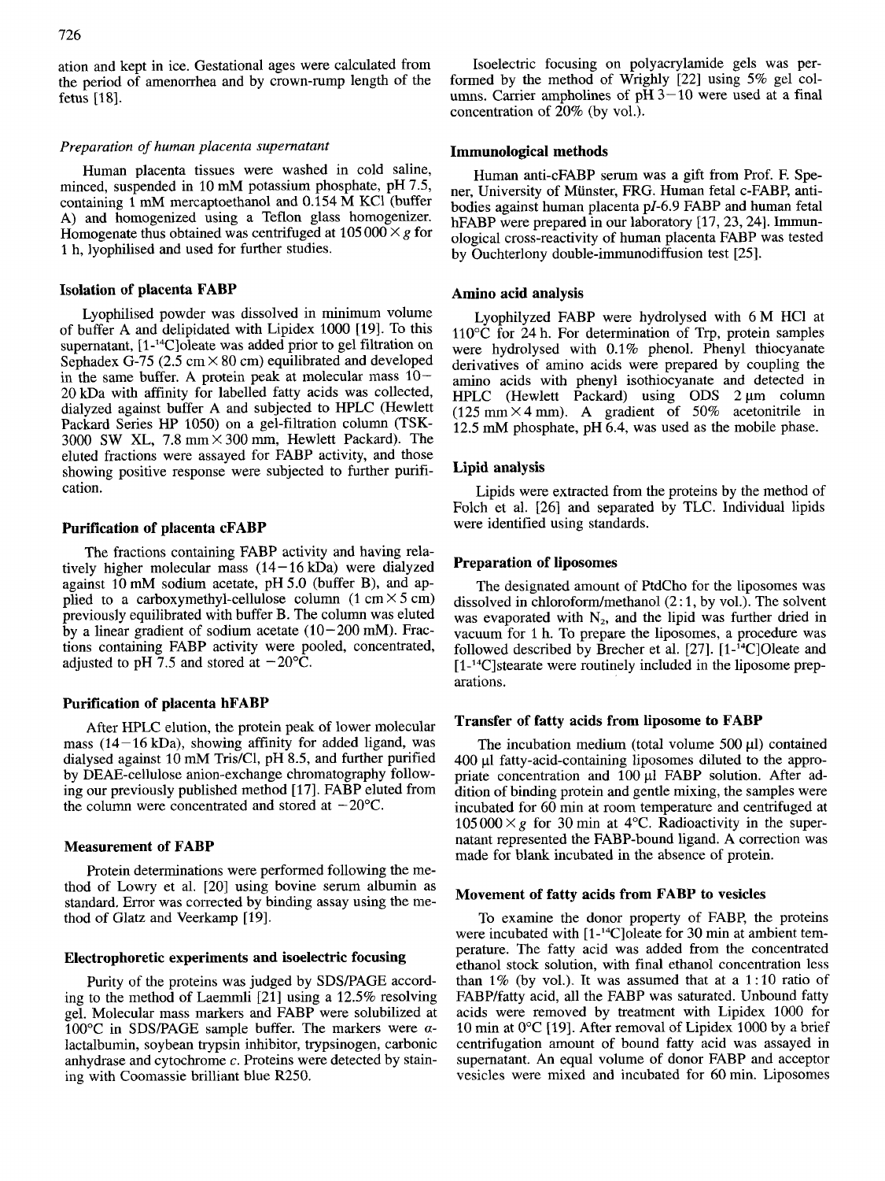ation and kept in ice. Gestational ages were calculated from the period of amenorrhea and by crown-rump length of the fetus [18].

*Preparation of human placenta supernatant*

Human placenta tissues were washed in cold saline, minced, suspended in 10 mM potassium phosphate, pH 7.5, containing 1 mM mercaptoethanol and 0.154 M KCl (buffer A) and homogenized using a Teflon glass homogenizer. Homogenate thus obtained was centrifuged at $105000 \times g$ for 1 h, lyophilised and used for further studies.

**Isolation of placenta FABP**

Lyophilised powder was dissolved in minimum volume of buffer A and delipidated with Lipidex 1000 [19]. To this supernatant, [1-$^{14}$C]oleate was added prior to gel filtration on Sephadex G-75 (2.5 cm × 80 cm) equilibrated and developed in the same buffer. A protein peak at molecular mass 10–20 kDa with affinity for labelled fatty acids was collected, dialyzed against buffer A and subjected to HPLC (Hewlett Packard Series HP 1050) on a gel-filtration column (TSK-3000 SW XL, 7.8 mm × 300 mm, Hewlett Packard). The eluted fractions were assayed for FABP activity, and those showing positive response were subjected to further purification.

**Purification of placenta cFABP**

The fractions containing FABP activity and having relatively higher molecular mass (14–16 kDa) were dialyzed against 10 mM sodium acetate, pH 5.0 (buffer B), and applied to a carboxymethyl-cellulose column (1 cm × 5 cm) previously equilibrated with buffer B. The column was eluted by a linear gradient of sodium acetate (10–200 mM). Fractions containing FABP activity were pooled, concentrated, adjusted to pH 7.5 and stored at −20°C.

**Purification of placenta hFABP**

After HPLC elution, the protein peak of lower molecular mass (14–16 kDa), showing affinity for added ligand, was dialysed against 10 mM Tris/Cl, pH 8.5, and further purified by DEAE-cellulose anion-exchange chromatography following our previously published method [17]. FABP eluted from the column were concentrated and stored at −20°C.

**Measurement of FABP**

Protein determinations were performed following the method of Lowry et al. [20] using bovine serum albumin as standard. Error was corrected by binding assay using the method of Glatz and Veerkamp [19].

**Electrophoretic experiments and isoelectric focusing**

Purity of the proteins was judged by SDS/PAGE according to the method of Laemmli [21] using a 12.5% resolving gel. Molecular mass markers and FABP were solubilized at 100°C in SDS/PAGE sample buffer. The markers were α-lactalbumin, soybean trypsin inhibitor, trypsinogen, carbonic anhydrase and cytochrome *c*. Proteins were detected by staining with Coomassie brilliant blue R250.

Isoelectric focusing on polyacrylamide gels was performed by the method of Wrighly [22] using 5% gel columns. Carrier ampholines of pH 3–10 were used at a final concentration of 20% (by vol.).

**Immunological methods**

Human anti-cFABP serum was a gift from Prof. F. Spener, University of Münster, FRG. Human fetal c-FABP, antibodies against human placenta *pI*-6.9 FABP and human fetal hFABP were prepared in our laboratory [17, 23, 24]. Immunological cross-reactivity of human placenta FABP was tested by Ouchterlony double-immunodiffusion test [25].

**Amino acid analysis**

Lyophilyzed FABP were hydrolysed with 6 M HCl at 110°C for 24 h. For determination of Trp, protein samples were hydrolysed with 0.1% phenol. Phenyl thiocyanate derivatives of amino acids were prepared by coupling the amino acids with phenyl isothiocyanate and detected in HPLC (Hewlett Packard) using ODS 2 µm column (125 mm × 4 mm). A gradient of 50% acetonitrile in 12.5 mM phosphate, pH 6.4, was used as the mobile phase.

**Lipid analysis**

Lipids were extracted from the proteins by the method of Folch et al. [26] and separated by TLC. Individual lipids were identified using standards.

**Preparation of liposomes**

The designated amount of PtdCho for the liposomes was dissolved in chloroform/methanol (2:1, by vol.). The solvent was evaporated with $N_2$, and the lipid was further dried in vacuum for 1 h. To prepare the liposomes, a procedure was followed described by Brecher et al. [27]. [1-$^{14}$C]Oleate and [1-$^{14}$C]stearate were routinely included in the liposome preparations.

**Transfer of fatty acids from liposome to FABP**

The incubation medium (total volume 500 µl) contained 400 µl fatty-acid-containing liposomes diluted to the appropriate concentration and 100 µl FABP solution. After addition of binding protein and gentle mixing, the samples were incubated for 60 min at room temperature and centrifuged at $105000 \times g$ for 30 min at 4°C. Radioactivity in the supernatant represented the FABP-bound ligand. A correction was made for blank incubated in the absence of protein.

**Movement of fatty acids from FABP to vesicles**

To examine the donor property of FABP, the proteins were incubated with [1-$^{14}$C]oleate for 30 min at ambient temperature. The fatty acid was added from the concentrated ethanol stock solution, with final ethanol concentration less than 1% (by vol.). It was assumed that at a 1:10 ratio of FABP/fatty acid, all the FABP was saturated. Unbound fatty acids were removed by treatment with Lipidex 1000 for 10 min at 0°C [19]. After removal of Lipidex 1000 by a brief centrifugation amount of bound fatty acid was assayed in supernatant. An equal volume of donor FABP and acceptor vesicles were mixed and incubated for 60 min. Liposomes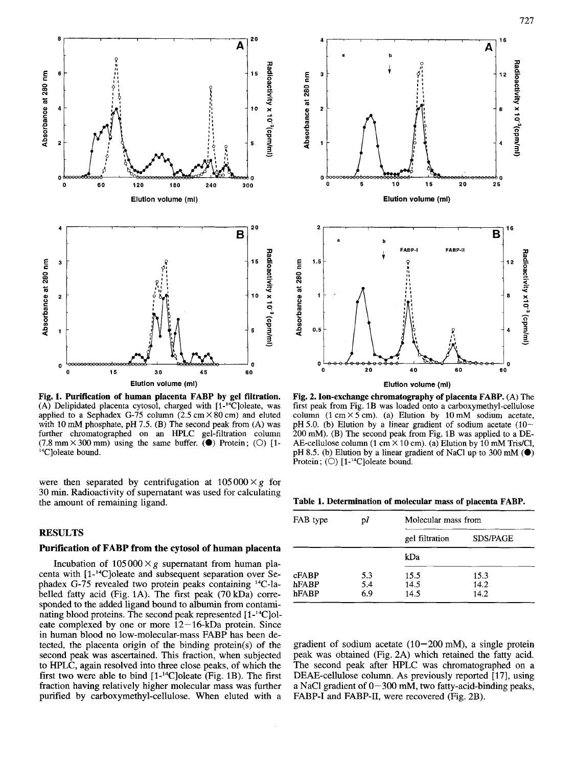**Fig. 1. Purification of human placenta FABP by gel filtration.** (A) Delipidated placenta cytosol, charged with [1-$^{14}$C]oleate, was applied to a Sephadex G-75 column (2.5 cm × 80 cm) and eluted with 10 mM phosphate, pH 7.5. (B) The second peak from (A) was further chromatographed on an HPLC gel-filtration column (7.8 mm × 300 mm) using the same buffer. (●) Protein; (○) [1-$^{14}$C]oleate bound.

**Fig. 2. Ion-exchange chromatography of placenta FABP.** (A) The first peak from Fig. 1B was loaded onto a carboxymethyl-cellulose column (1 cm × 5 cm). (a) Elution by 10 mM sodium acetate, pH 5.0. (b) Elution by a linear gradient of sodium acetate (10–200 mM). (B) The second peak from Fig. 1B was applied to a DEAE-cellulose column (1 cm × 10 cm). (a) Elution by 10 mM Tris/Cl, pH 8.5. (b) Elution by a linear gradient of NaCl up to 300 mM (●) Protein; (○) [1-$^{14}$C]oleate bound.

were then separated by centrifugation at 105000 × g for 30 min. Radioactivity of supernatant was used for calculating the amount of remaining ligand.

## RESULTS

### Purification of FABP from the cytosol of human placenta

Incubation of 105000 × g supernatant from human placenta with [1-$^{14}$C]oleate and subsequent separation over Sephadex G-75 revealed two protein peaks containing $^{14}$C-labelled fatty acid (Fig. 1A). The first peak (70 kDa) corresponded to the added ligand bound to albumin from contaminating blood proteins. The second peak represented [1-$^{14}$C]oleate complexed by one or more 12–16-kDa protein. Since in human blood no low-molecular-mass FABP has been detected, the placenta origin of the binding protein(s) of the second peak was ascertained. This fraction, when subjected to HPLC, again resolved into three close peaks, of which the first two were able to bind [1-$^{14}$C]oleate (Fig. 1B). The first fraction having relatively higher molecular mass was further purified by carboxymethyl-cellulose. When eluted with a gradient of sodium acetate (10–200 mM), a single protein peak was obtained (Fig. 2A) which retained the fatty acid. The second peak after HPLC was chromatographed on a DEAE-cellulose column. As previously reported [17], using a NaCl gradient of 0–300 mM, two fatty-acid-binding peaks, FABP-I and FABP-II, were recovered (Fig. 2B).

**Table 1. Determination of molecular mass of placenta FABP.**

| FAB type | p*I* | Molecular mass from | |
|---|---|---|---|
| | | gel filtration | SDS/PAGE |
| | | kDa | |
| cFABP | 5.3 | 15.5 | 15.3 |
| hFABP | 5.4 | 14.5 | 14.2 |
| hFABP | 6.9 | 14.5 | 14.2 |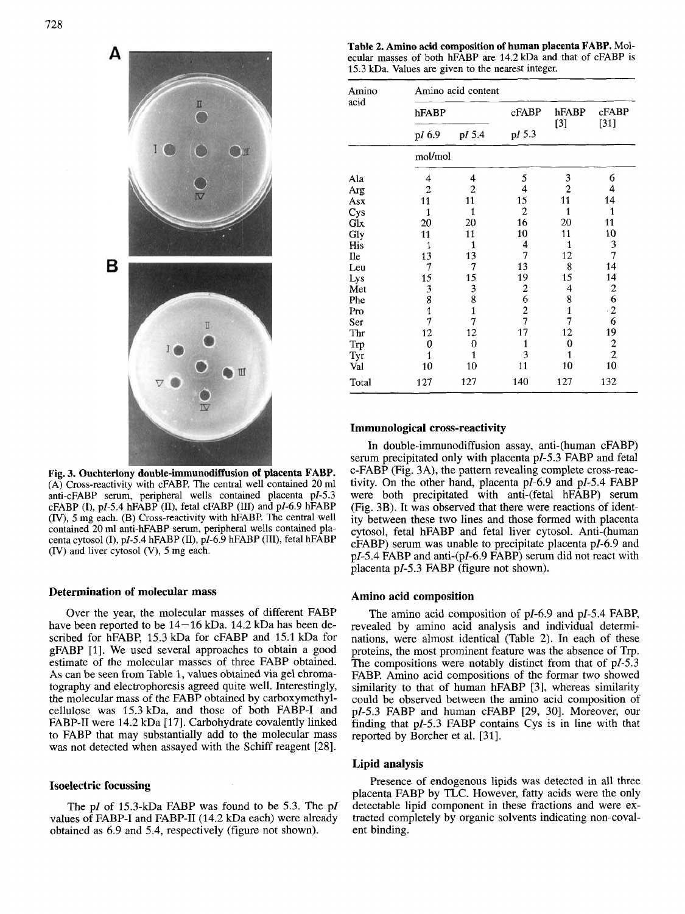Fig. 3. **Ouchterlony double-immunodiffusion of placenta FABP.** (A) Cross-reactivity with cFABP. The central well contained 20 ml anti-cFABP serum, peripheral wells contained placenta p*I*-5.3 cFABP (I), p*I*-5.4 hFABP (II), fetal cFABP (III) and p*I*-6.9 hFABP (IV), 5 mg each. (B) Cross-reactivity with hFABP. The central well contained 20 ml anti-hFABP serum, peripheral wells contained placenta cytosol (I), p*I*-5.4 hFABP (II), p*I*-6.9 hFABP (III), fetal hFABP (IV) and liver cytosol (V), 5 mg each.

### Determination of molecular mass

Over the year, the molecular masses of different FABP have been reported to be 14–16 kDa. 14.2 kDa has been described for hFABP, 15.3 kDa for cFABP and 15.1 kDa for gFABP [1]. We used several approaches to obtain a good estimate of the molecular masses of three FABP obtained. As can be seen from Table 1, values obtained via gel chromatography and electrophoresis agreed quite well. Interestingly, the molecular mass of the FABP obtained by carboxymethylcellulose was 15.3 kDa, and those of both FABP-I and FABP-II were 14.2 kDa [17]. Carbohydrate covalently linked to FABP that may substantially add to the molecular mass was not detected when assayed with the Schiff reagent [28].

### Isoelectric focussing

The p*I* of 15.3-kDa FABP was found to be 5.3. The p*I* values of FABP-I and FABP-II (14.2 kDa each) were already obtained as 6.9 and 5.4, respectively (figure not shown).

**Table 2. Amino acid composition of human placenta FABP.** Molecular masses of both hFABP are 14.2 kDa and that of cFABP is 15.3 kDa. Values are given to the nearest integer.

| Amino acid | Amino acid content | | | | |
|---|---|---|---|---|---|
| | hFABP | | cFABP | hFABP [3] | cFABP [31] |
| | p*I* 6.9 | p*I* 5.4 | p*I* 5.3 | | |
| | mol/mol | | | | |
| Ala | 4 | 4 | 5 | 3 | 6 |
| Arg | 2 | 2 | 4 | 2 | 4 |
| Asx | 11 | 11 | 15 | 11 | 14 |
| Cys | 1 | 1 | 2 | 1 | 1 |
| Glx | 20 | 20 | 16 | 20 | 11 |
| Gly | 11 | 11 | 10 | 11 | 10 |
| His | 1 | 1 | 4 | 1 | 3 |
| Ile | 13 | 13 | 7 | 12 | 7 |
| Leu | 7 | 7 | 13 | 8 | 14 |
| Lys | 15 | 15 | 19 | 15 | 14 |
| Met | 3 | 3 | 2 | 4 | 2 |
| Phe | 8 | 8 | 6 | 8 | 6 |
| Pro | 1 | 1 | 2 | 1 | 2 |
| Ser | 7 | 7 | 7 | 7 | 6 |
| Thr | 12 | 12 | 17 | 12 | 19 |
| Trp | 0 | 0 | 1 | 0 | 2 |
| Tyr | 1 | 1 | 3 | 1 | 2 |
| Val | 10 | 10 | 11 | 10 | 10 |
| Total | 127 | 127 | 140 | 127 | 132 |

### Immunological cross-reactivity

In double-immunodiffusion assay, anti-(human cFABP) serum precipitated only with placenta p*I*-5.3 FABP and fetal c-FABP (Fig. 3A), the pattern revealing complete cross-reactivity. On the other hand, placenta p*I*-6.9 and p*I*-5.4 FABP were both precipitated with anti-(fetal hFABP) serum (Fig. 3B). It was observed that there were reactions of identity between these two lines and those formed with placenta cytosol, fetal hFABP and fetal liver cytosol. Anti-(human cFABP) serum was unable to precipitate placenta p*I*-6.9 and p*I*-5.4 FABP and anti-(p*I*-6.9 FABP) serum did not react with placenta p*I*-5.3 FABP (figure not shown).

### Amino acid composition

The amino acid composition of p*I*-6.9 and p*I*-5.4 FABP, revealed by amino acid analysis and individual determinations, were almost identical (Table 2). In each of these proteins, the most prominent feature was the absence of Trp. The compositions were notably distinct from that of p*I*-5.3 FABP. Amino acid compositions of the formar two showed similarity to that of human hFABP [3], whereas similarity could be observed between the amino acid composition of p*I*-5.3 FABP and human cFABP [29, 30]. Moreover, our finding that p*I*-5.3 FABP contains Cys is in line with that reported by Borcher et al. [31].

### Lipid analysis

Presence of endogenous lipids was detected in all three placenta FABP by TLC. However, fatty acids were the only detectable lipid component in these fractions and were extracted completely by organic solvents indicating non-covalent binding.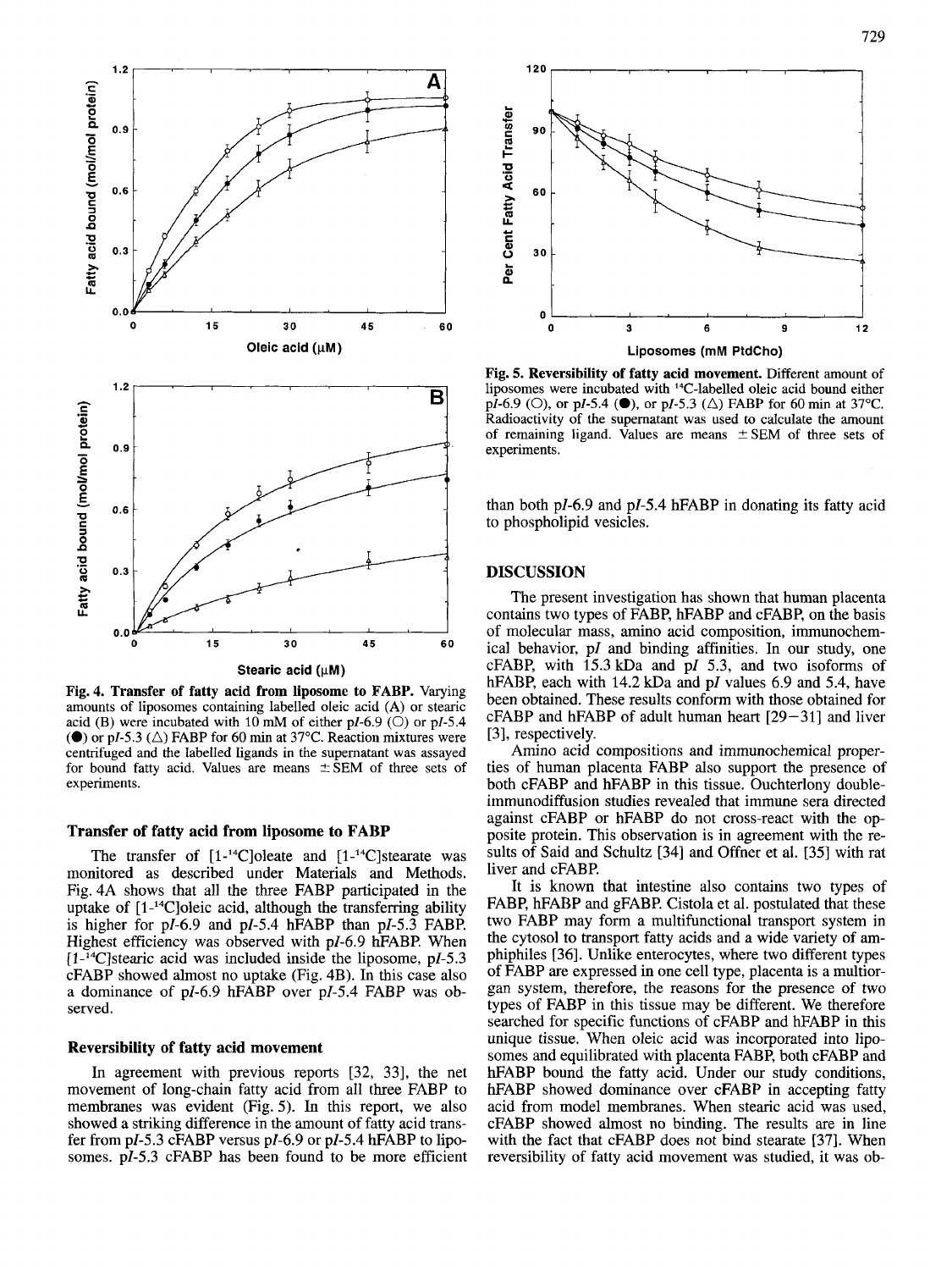Fig. 4. **Transfer of fatty acid from liposome to FABP.** Varying amounts of liposomes containing labelled oleic acid (A) or stearic acid (B) were incubated with 10 mM of either p*I*-6.9 (○) or p*I*-5.4 (●) or p*I*-5.3 (△) FABP for 60 min at 37°C. Reaction mixtures were centrifuged and the labelled ligands in the supernatant was assayed for bound fatty acid. Values are means ± SEM of three sets of experiments.

Fig. 5. **Reversibility of fatty acid movement.** Different amount of liposomes were incubated with $^{14}$C-labelled oleic acid bound either p*I*-6.9 (○), or p*I*-5.4 (●), or p*I*-5.3 (△) FABP for 60 min at 37°C. Radioactivity of the supernatant was used to calculate the amount of remaining ligand. Values are means ± SEM of three sets of experiments.

### Transfer of fatty acid from liposome to FABP

The transfer of [1-$^{14}$C]oleate and [1-$^{14}$C]stearate was monitored as described under Materials and Methods. Fig. 4A shows that all the three FABP participated in the uptake of [1-$^{14}$C]oleic acid, although the transferring ability is higher for p*I*-6.9 and p*I*-5.4 hFABP than p*I*-5.3 FABP. Highest efficiency was observed with p*I*-6.9 hFABP. When [1-$^{14}$C]stearic acid was included inside the liposome, p*I*-5.3 cFABP showed almost no uptake (Fig. 4B). In this case also a dominance of p*I*-6.9 hFABP over p*I*-5.4 FABP was observed.

### Reversibility of fatty acid movement

In agreement with previous reports [32, 33], the net movement of long-chain fatty acid from all three FABP to membranes was evident (Fig. 5). In this report, we also showed a striking difference in the amount of fatty acid transfer from p*I*-5.3 cFABP versus p*I*-6.9 or p*I*-5.4 hFABP to liposomes. p*I*-5.3 cFABP has been found to be more efficient than both p*I*-6.9 and p*I*-5.4 hFABP in donating its fatty acid to phospholipid vesicles.

## DISCUSSION

The present investigation has shown that human placenta contains two types of FABP, hFABP and cFABP, on the basis of molecular mass, amino acid composition, immunochemical behavior, p*I* and binding affinities. In our study, one cFABP, with 15.3 kDa and p*I* 5.3, and two isoforms of hFABP, each with 14.2 kDa and p*I* values 6.9 and 5.4, have been obtained. These results conform with those obtained for cFABP and hFABP of adult human heart [29–31] and liver [3], respectively.

Amino acid compositions and immunochemical properties of human placenta FABP also support the presence of both cFABP and hFABP in this tissue. Ouchterlony double-immunodiffusion studies revealed that immune sera directed against cFABP or hFABP do not cross-react with the opposite protein. This observation is in agreement with the results of Said and Schultz [34] and Offner et al. [35] with rat liver and cFABP.

It is known that intestine also contains two types of FABP, hFABP and gFABP. Cistola et al. postulated that these two FABP may form a multifunctional transport system in the cytosol to transport fatty acids and a wide variety of amphiphiles [36]. Unlike enterocytes, where two different types of FABP are expressed in one cell type, placenta is a multiorgan system, therefore, the reasons for the presence of two types of FABP in this tissue may be different. We therefore searched for specific functions of cFABP and hFABP in this unique tissue. When oleic acid was incorporated into liposomes and equilibrated with placenta FABP, both cFABP and hFABP bound the fatty acid. Under our study conditions, hFABP showed dominance over cFABP in accepting fatty acid from model membranes. When stearic acid was used, cFABP showed almost no binding. The results are in line with the fact that cFABP does not bind stearate [37]. When reversibility of fatty acid movement was studied, it was ob-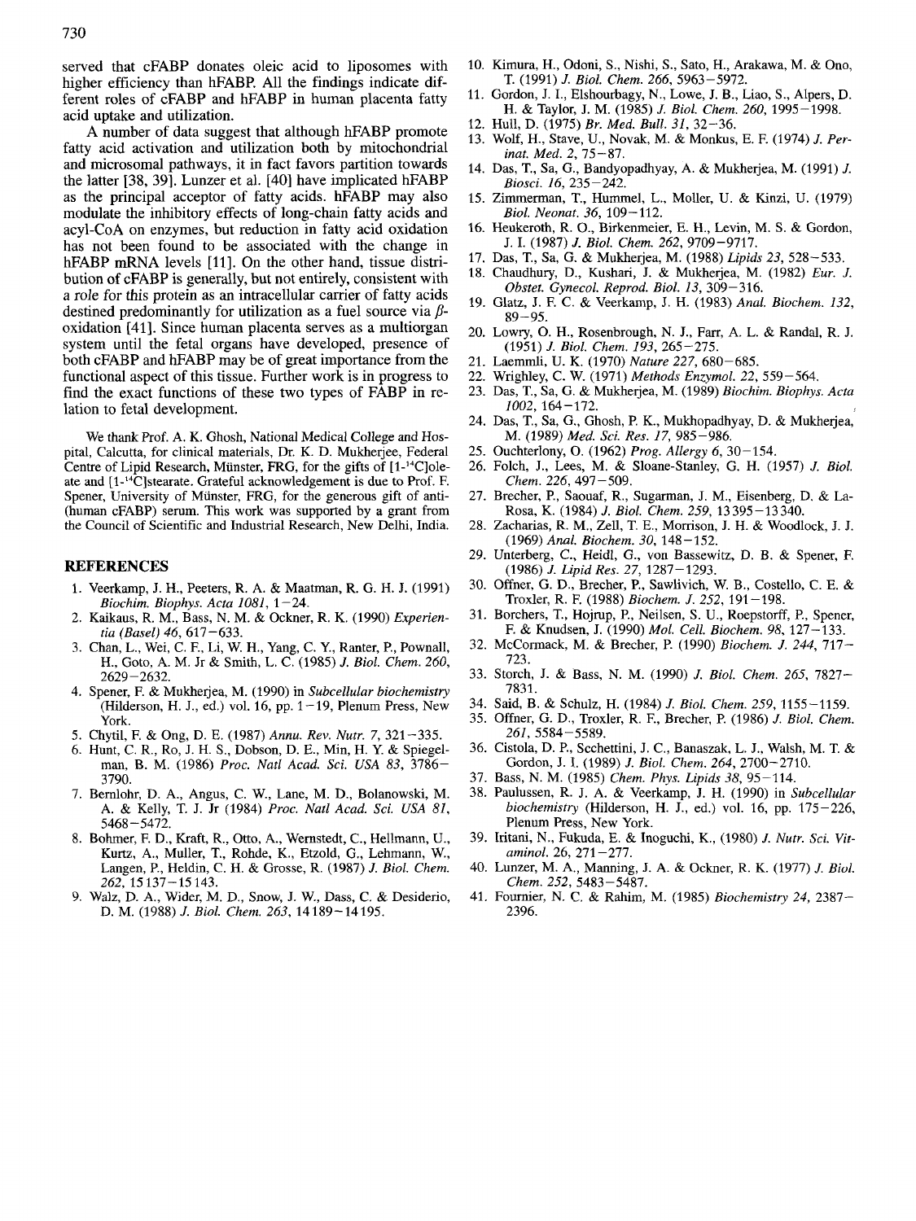served that cFABP donates oleic acid to liposomes with higher efficiency than hFABP. All the findings indicate different roles of cFABP and hFABP in human placenta fatty acid uptake and utilization.

A number of data suggest that although hFABP promote fatty acid activation and utilization both by mitochondrial and microsomal pathways, it in fact favors partition towards the latter [38, 39]. Lunzer et al. [40] have implicated hFABP as the principal acceptor of fatty acids. hFABP may also modulate the inhibitory effects of long-chain fatty acids and acyl-CoA on enzymes, but reduction in fatty acid oxidation has not been found to be associated with the change in hFABP mRNA levels [11]. On the other hand, tissue distribution of cFABP is generally, but not entirely, consistent with a role for this protein as an intracellular carrier of fatty acids destined predominantly for utilization as a fuel source via $\beta$-oxidation [41]. Since human placenta serves as a multiorgan system until the fetal organs have developed, presence of both cFABP and hFABP may be of great importance from the functional aspect of this tissue. Further work is in progress to find the exact functions of these two types of FABP in relation to fetal development.

We thank Prof. A. K. Ghosh, National Medical College and Hospital, Calcutta, for clinical materials, Dr. K. D. Mukherjee, Federal Centre of Lipid Research, Münster, FRG, for the gifts of [1-$^{14}$C]oleate and [1-$^{14}$C]stearate. Grateful acknowledgement is due to Prof. F. Spener, University of Münster, FRG, for the generous gift of anti-(human cFABP) serum. This work was supported by a grant from the Council of Scientific and Industrial Research, New Delhi, India.

## REFERENCES

1. Veerkamp, J. H., Peeters, R. A. & Maatman, R. G. H. J. (1991) *Biochim. Biophys. Acta 1081*, 1–24.
2. Kaikaus, R. M., Bass, N. M. & Ockner, R. K. (1990) *Experientia (Basel) 46*, 617–633.
3. Chan, L., Wei, C. F., Li, W. H., Yang, C. Y., Ranter, P., Pownall, H., Goto, A. M. Jr & Smith, L. C. (1985) *J. Biol. Chem. 260*, 2629–2632.
4. Spener, F. & Mukherjea, M. (1990) in *Subcellular biochemistry* (Hilderson, H. J., ed.) vol. 16, pp. 1–19, Plenum Press, New York.
5. Chytil, F. & Ong, D. E. (1987) *Annu. Rev. Nutr. 7*, 321–335.
6. Hunt, C. R., Ro, J. H. S., Dobson, D. E., Min, H. Y. & Spiegelman, B. M. (1986) *Proc. Natl Acad. Sci. USA 83*, 3786–3790.
7. Bernlohr, D. A., Angus, C. W., Lane, M. D., Bolanowski, M. A. & Kelly, T. J. Jr (1984) *Proc. Natl Acad. Sci. USA 81*, 5468–5472.
8. Bohmer, F. D., Kraft, R., Otto, A., Wernstedt, C., Hellmann, U., Kurtz, A., Muller, T., Rohde, K., Etzold, G., Lehmann, W., Langen, P., Heldin, C. H. & Grosse, R. (1987) *J. Biol. Chem. 262*, 15137–15143.
9. Walz, D. A., Wider, M. D., Snow, J. W., Dass, C. & Desiderio, D. M. (1988) *J. Biol. Chem. 263*, 14189–14195.
10. Kimura, H., Odoni, S., Nishi, S., Sato, H., Arakawa, M. & Ono, T. (1991) *J. Biol. Chem. 266*, 5963–5972.
11. Gordon, J. I., Elshourbagy, N., Lowe, J. B., Liao, S., Alpers, D. H. & Taylor, J. M. (1985) *J. Biol. Chem. 260*, 1995–1998.
12. Hull, D. (1975) *Br. Med. Bull. 31*, 32–36.
13. Wolf, H., Stave, U., Novak, M. & Monkus, E. F. (1974) *J. Perinat. Med. 2*, 75–87.
14. Das, T., Sa, G., Bandyopadhyay, A. & Mukherjea, M. (1991) *J. Biosci. 16*, 235–242.
15. Zimmerman, T., Hummel, L., Moller, U. & Kinzi, U. (1979) *Biol. Neonat. 36*, 109–112.
16. Heukeroth, R. O., Birkenmeier, E. H., Levin, M. S. & Gordon, J. I. (1987) *J. Biol. Chem. 262*, 9709–9717.
17. Das, T., Sa, G. & Mukherjea, M. (1988) *Lipids 23*, 528–533.
18. Chaudhury, D., Kushari, J. & Mukherjea, M. (1982) *Eur. J. Obstet. Gynecol. Reprod. Biol. 13*, 309–316.
19. Glatz, J. F. C. & Veerkamp, J. H. (1983) *Anal. Biochem. 132*, 89–95.
20. Lowry, O. H., Rosenbrough, N. J., Farr, A. L. & Randal, R. J. (1951) *J. Biol. Chem. 193*, 265–275.
21. Laemmli, U. K. (1970) *Nature 227*, 680–685.
22. Wrighley, C. W. (1971) *Methods Enzymol. 22*, 559–564.
23. Das, T., Sa, G. & Mukherjea, M. (1989) *Biochim. Biophys. Acta 1002*, 164–172.
24. Das, T., Sa, G., Ghosh, P. K., Mukhopadhyay, D. & Mukherjea, M. (1989) *Med. Sci. Res. 17*, 985–986.
25. Ouchterlony, O. (1962) *Prog. Allergy 6*, 30–154.
26. Folch, J., Lees, M. & Sloane-Stanley, G. H. (1957) *J. Biol. Chem. 226*, 497–509.
27. Brecher, P., Saouaf, R., Sugarman, J. M., Eisenberg, D. & LaRosa, K. (1984) *J. Biol. Chem. 259*, 13395–13340.
28. Zacharias, R. M., Zell, T. E., Morrison, J. H. & Woodlock, J. J. (1969) *Anal. Biochem. 30*, 148–152.
29. Unterberg, C., Heidl, G., von Bassewitz, D. B. & Spener, F. (1986) *J. Lipid Res. 27*, 1287–1293.
30. Offner, G. D., Brecher, P., Sawlivich, W. B., Costello, C. E. & Troxler, R. F. (1988) *Biochem. J. 252*, 191–198.
31. Borchers, T., Hojrup, P., Neilsen, S. U., Roepstorff, P., Spener, F. & Knudsen, J. (1990) *Mol. Cell. Biochem. 98*, 127–133.
32. McCormack, M. & Brecher, P. (1990) *Biochem. J. 244*, 717–723.
33. Storch, J. & Bass, N. M. (1990) *J. Biol. Chem. 265*, 7827–7831.
34. Said, B. & Schulz, H. (1984) *J. Biol. Chem. 259*, 1155–1159.
35. Offner, G. D., Troxler, R. F., Brecher, P. (1986) *J. Biol. Chem. 261*, 5584–5589.
36. Cistola, D. P., Sechettini, J. C., Banaszak, L. J., Walsh, M. T. & Gordon, J. I. (1989) *J. Biol. Chem. 264*, 2700–2710.
37. Bass, N. M. (1985) *Chem. Phys. Lipids 38*, 95–114.
38. Paulussen, R. J. A. & Veerkamp, J. H. (1990) in *Subcellular biochemistry* (Hilderson, H. J., ed.) vol. 16, pp. 175–226, Plenum Press, New York.
39. Iritani, N., Fukuda, E. & Inoguchi, K., (1980) *J. Nutr. Sci. Vitaminol. 26*, 271–277.
40. Lunzer, M. A., Manning, J. A. & Ockner, R. K. (1977) *J. Biol. Chem. 252*, 5483–5487.
41. Fournier, N. C. & Rahim, M. (1985) *Biochemistry 24*, 2387–2396.